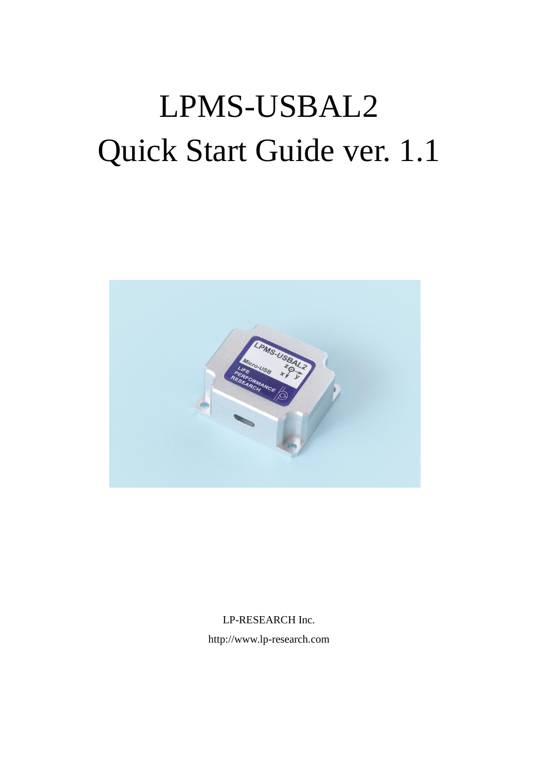# LPMS-USBAL2

# Quick Start Guide ver. 1.1

LP-RESEARCH Inc.

http://www.lp-research.com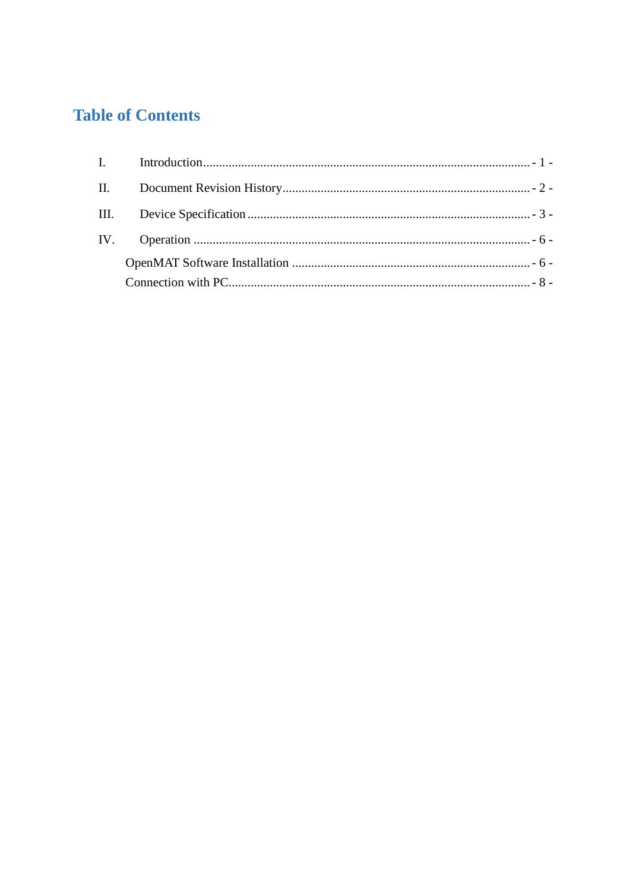# Table of Contents

I. Introduction - 1 -

II. Document Revision History - 2 -

III. Device Specification - 3 -

IV. Operation - 6 -

- OpenMAT Software Installation - 6 -
- Connection with PC - 8 -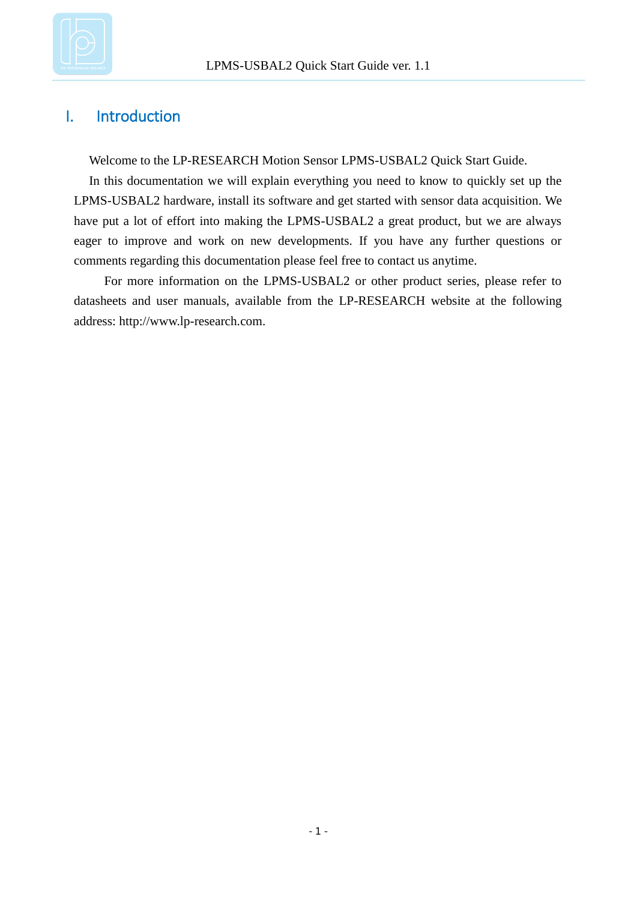# I. Introduction

Welcome to the LP-RESEARCH Motion Sensor LPMS-USBAL2 Quick Start Guide.

In this documentation we will explain everything you need to know to quickly set up the LPMS-USBAL2 hardware, install its software and get started with sensor data acquisition. We have put a lot of effort into making the LPMS-USBAL2 a great product, but we are always eager to improve and work on new developments. If you have any further questions or comments regarding this documentation please feel free to contact us anytime.

For more information on the LPMS-USBAL2 or other product series, please refer to datasheets and user manuals, available from the LP-RESEARCH website at the following address: http://www.lp-research.com.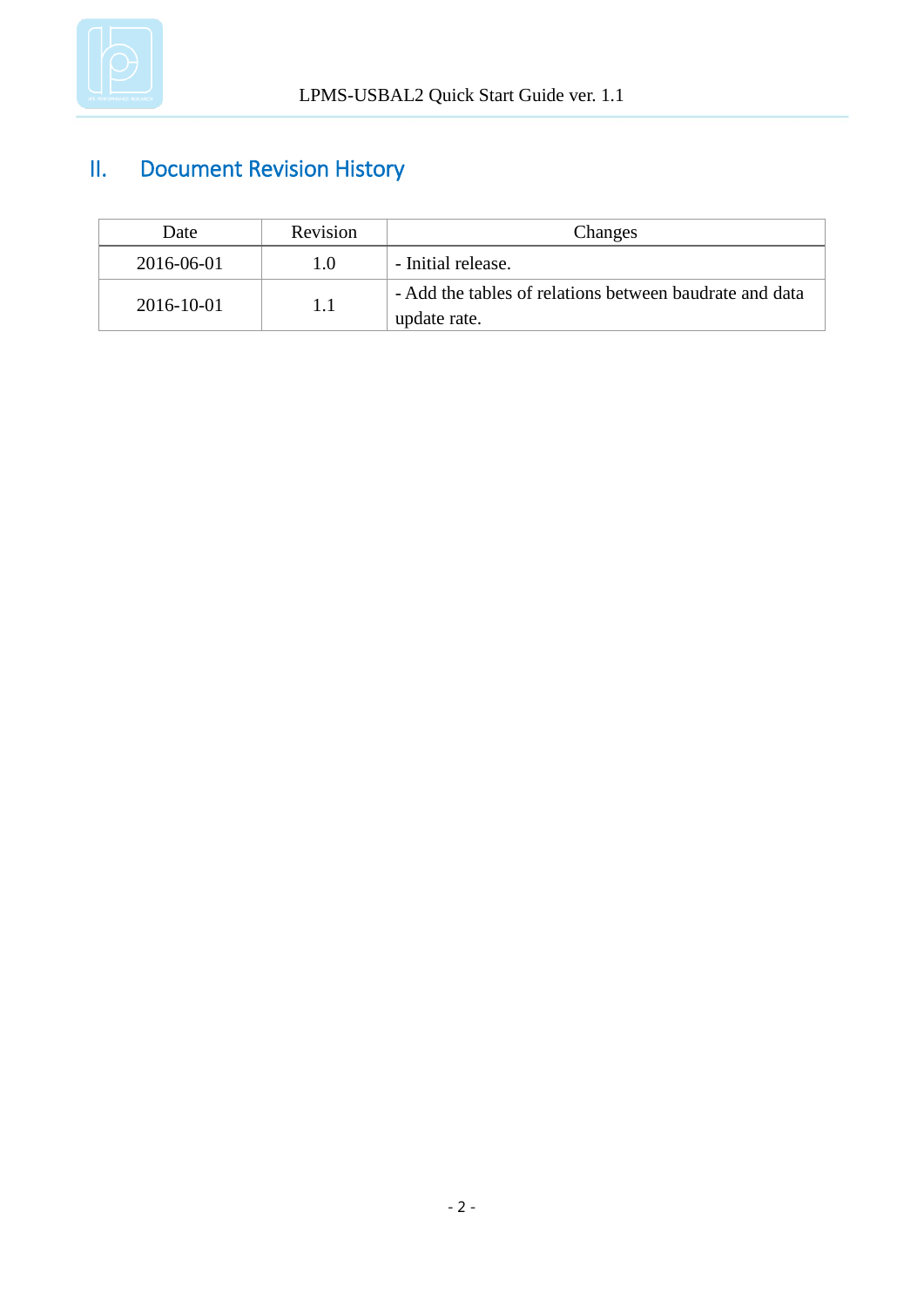## II. Document Revision History

| Date | Revision | Changes |
|---|---|---|
| 2016-06-01 | 1.0 | - Initial release. |
| 2016-10-01 | 1.1 | - Add the tables of relations between baudrate and data update rate. |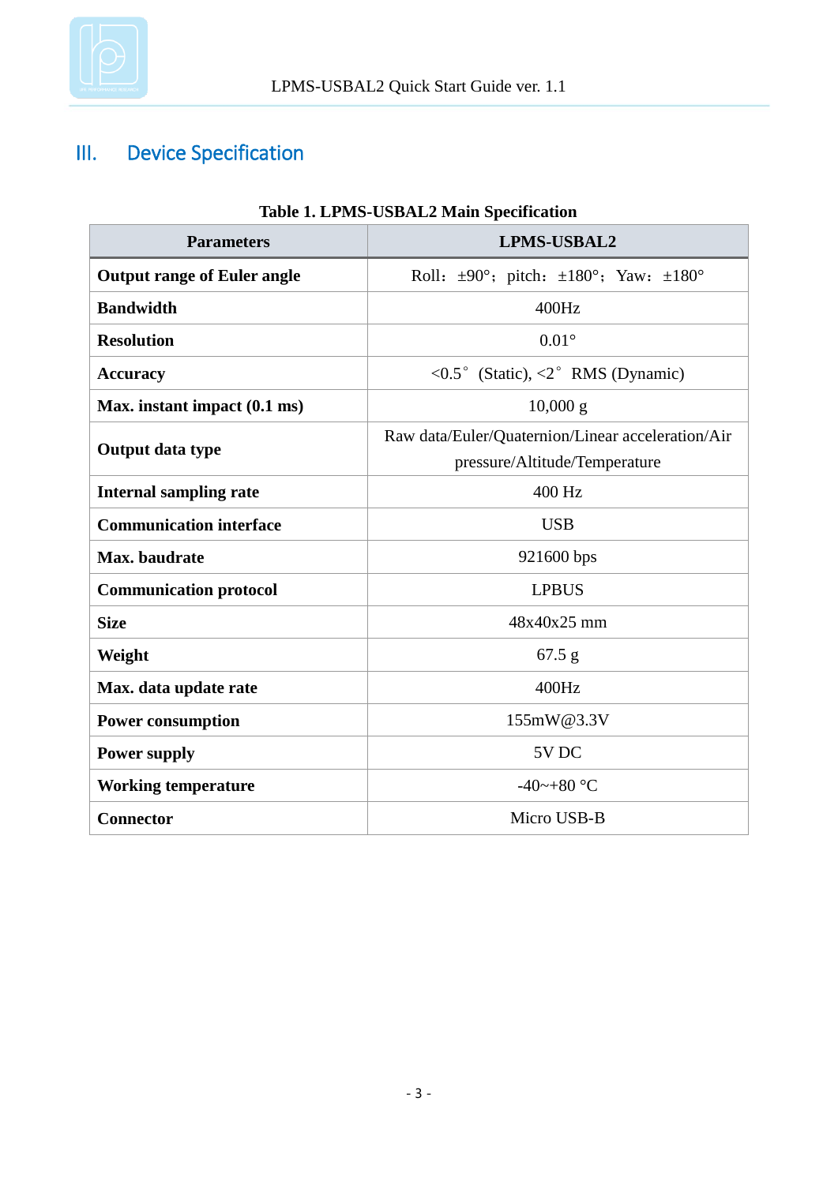## III. Device Specification

**Table 1. LPMS-USBAL2 Main Specification**

| Parameters | LPMS-USBAL2 |
|---|---|
| **Output range of Euler angle** | Roll：±90°；pitch：±180°；Yaw：±180° |
| **Bandwidth** | 400Hz |
| **Resolution** | 0.01° |
| **Accuracy** | <0.5° (Static), <2° RMS (Dynamic) |
| **Max. instant impact (0.1 ms)** | 10,000 g |
| **Output data type** | Raw data/Euler/Quaternion/Linear acceleration/Air pressure/Altitude/Temperature |
| **Internal sampling rate** | 400 Hz |
| **Communication interface** | USB |
| **Max. baudrate** | 921600 bps |
| **Communication protocol** | LPBUS |
| **Size** | 48x40x25 mm |
| **Weight** | 67.5 g |
| **Max. data update rate** | 400Hz |
| **Power consumption** | 155mW@3.3V |
| **Power supply** | 5V DC |
| **Working temperature** | -40~+80 °C |
| **Connector** | Micro USB-B |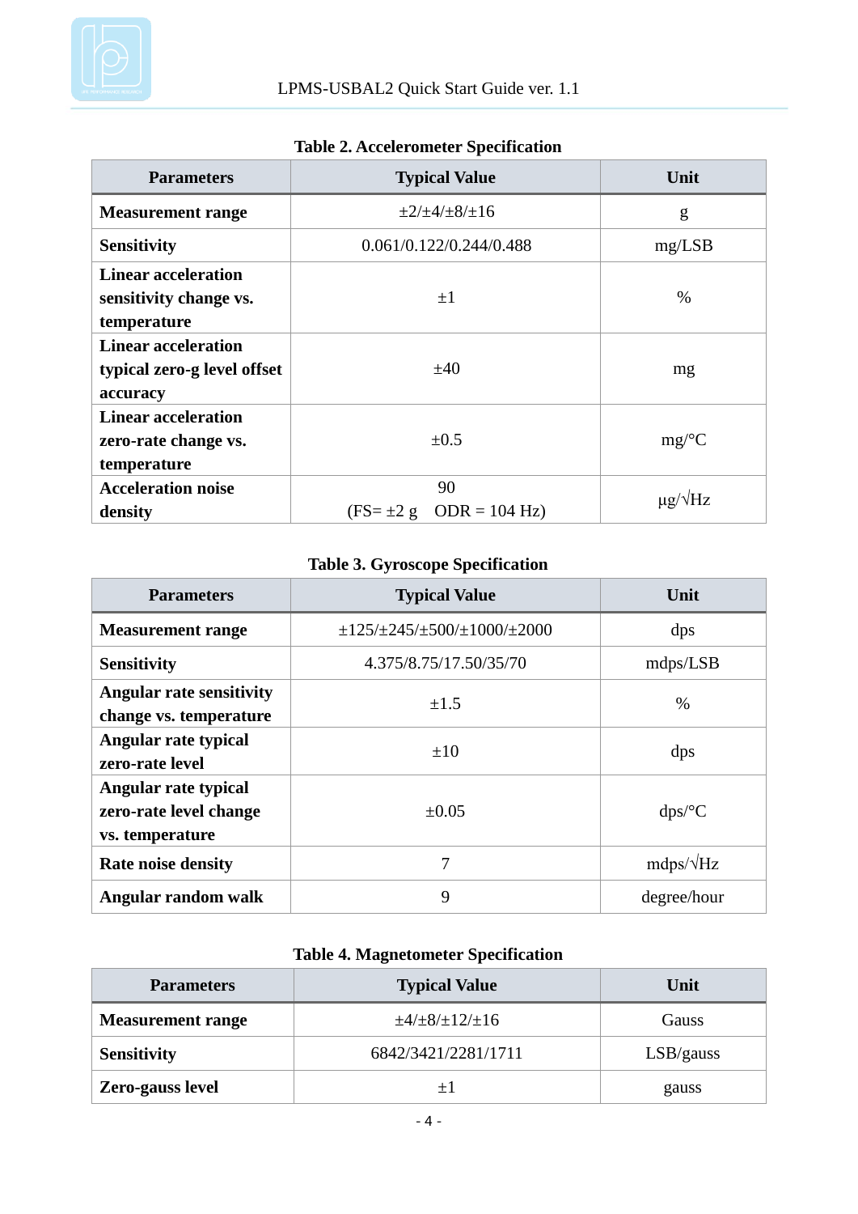**Table 2. Accelerometer Specification**

| Parameters | Typical Value | Unit |
|---|---|---|
| **Measurement range** | ±2/±4/±8/±16 | g |
| **Sensitivity** | 0.061/0.122/0.244/0.488 | mg/LSB |
| **Linear acceleration sensitivity change vs. temperature** | ±1 | % |
| **Linear acceleration typical zero-g level offset accuracy** | ±40 | mg |
| **Linear acceleration zero-rate change vs. temperature** | ±0.5 | mg/°C |
| **Acceleration noise density** | 90 (FS= ±2 g ODR = 104 Hz) | μg/√Hz |

**Table 3. Gyroscope Specification**

| Parameters | Typical Value | Unit |
|---|---|---|
| **Measurement range** | ±125/±245/±500/±1000/±2000 | dps |
| **Sensitivity** | 4.375/8.75/17.50/35/70 | mdps/LSB |
| **Angular rate sensitivity change vs. temperature** | ±1.5 | % |
| **Angular rate typical zero-rate level** | ±10 | dps |
| **Angular rate typical zero-rate level change vs. temperature** | ±0.05 | dps/°C |
| **Rate noise density** | 7 | mdps/√Hz |
| **Angular random walk** | 9 | degree/hour |

**Table 4. Magnetometer Specification**

| Parameters | Typical Value | Unit |
|---|---|---|
| **Measurement range** | ±4/±8/±12/±16 | Gauss |
| **Sensitivity** | 6842/3421/2281/1711 | LSB/gauss |
| **Zero-gauss level** | ±1 | gauss |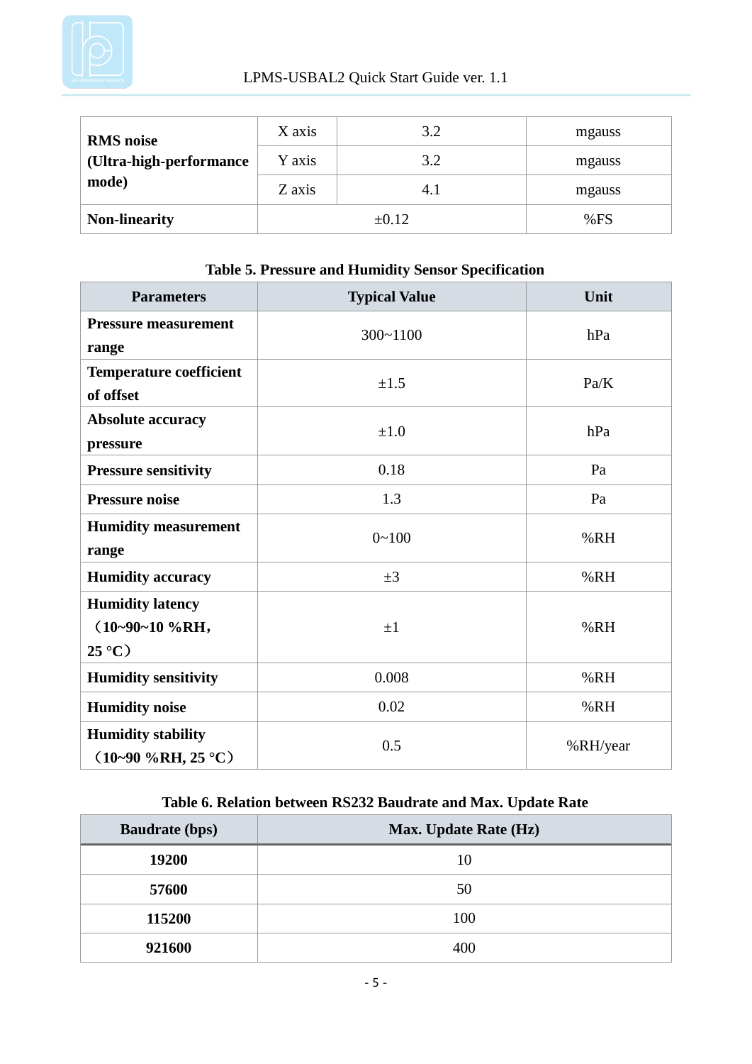| **RMS noise (Ultra-high-performance mode)** | X axis | 3.2 | mgauss |
|---|---|---|---|
| | Y axis | 3.2 | mgauss |
| | Z axis | 4.1 | mgauss |
| **Non-linearity** | ±0.12 | | %FS |

**Table 5. Pressure and Humidity Sensor Specification**

| Parameters | Typical Value | Unit |
|---|---|---|
| **Pressure measurement range** | 300~1100 | hPa |
| **Temperature coefficient of offset** | ±1.5 | Pa/K |
| **Absolute accuracy pressure** | ±1.0 | hPa |
| **Pressure sensitivity** | 0.18 | Pa |
| **Pressure noise** | 1.3 | Pa |
| **Humidity measurement range** | 0~100 | %RH |
| **Humidity accuracy** | ±3 | %RH |
| **Humidity latency （10~90~10 %RH，25 °C）** | ±1 | %RH |
| **Humidity sensitivity** | 0.008 | %RH |
| **Humidity noise** | 0.02 | %RH |
| **Humidity stability （10~90 %RH, 25 °C）** | 0.5 | %RH/year |

**Table 6. Relation between RS232 Baudrate and Max. Update Rate**

| Baudrate (bps) | Max. Update Rate (Hz) |
|---|---|
| **19200** | 10 |
| **57600** | 50 |
| **115200** | 100 |
| **921600** | 400 |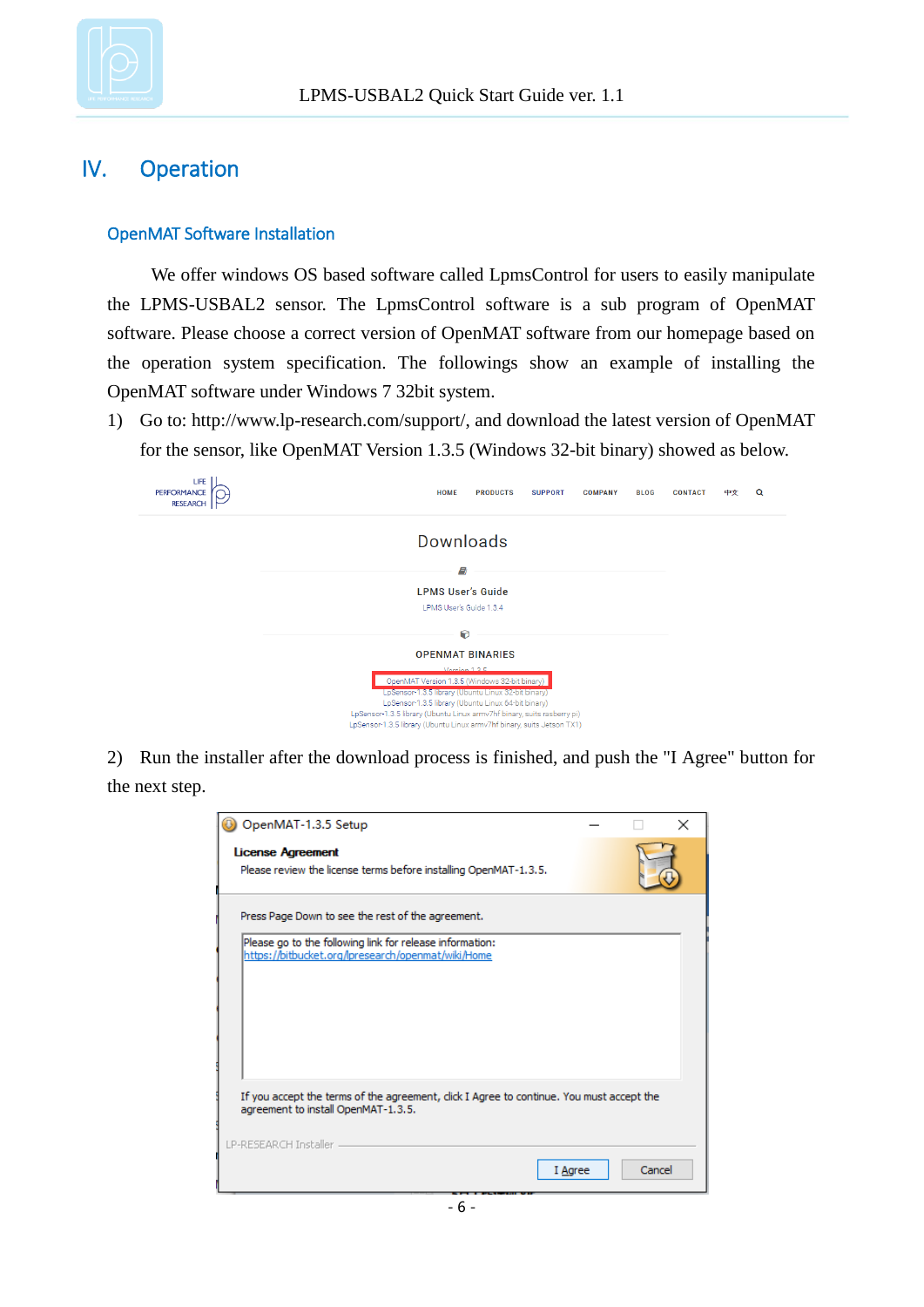# IV. Operation

## OpenMAT Software Installation

We offer windows OS based software called LpmsControl for users to easily manipulate the LPMS-USBAL2 sensor. The LpmsControl software is a sub program of OpenMAT software. Please choose a correct version of OpenMAT software from our homepage based on the operation system specification. The followings show an example of installing the OpenMAT software under Windows 7 32bit system.

1) Go to: http://www.lp-research.com/support/, and download the latest version of OpenMAT for the sensor, like OpenMAT Version 1.3.5 (Windows 32-bit binary) showed as below.

2) Run the installer after the download process is finished, and push the "I Agree" button for the next step.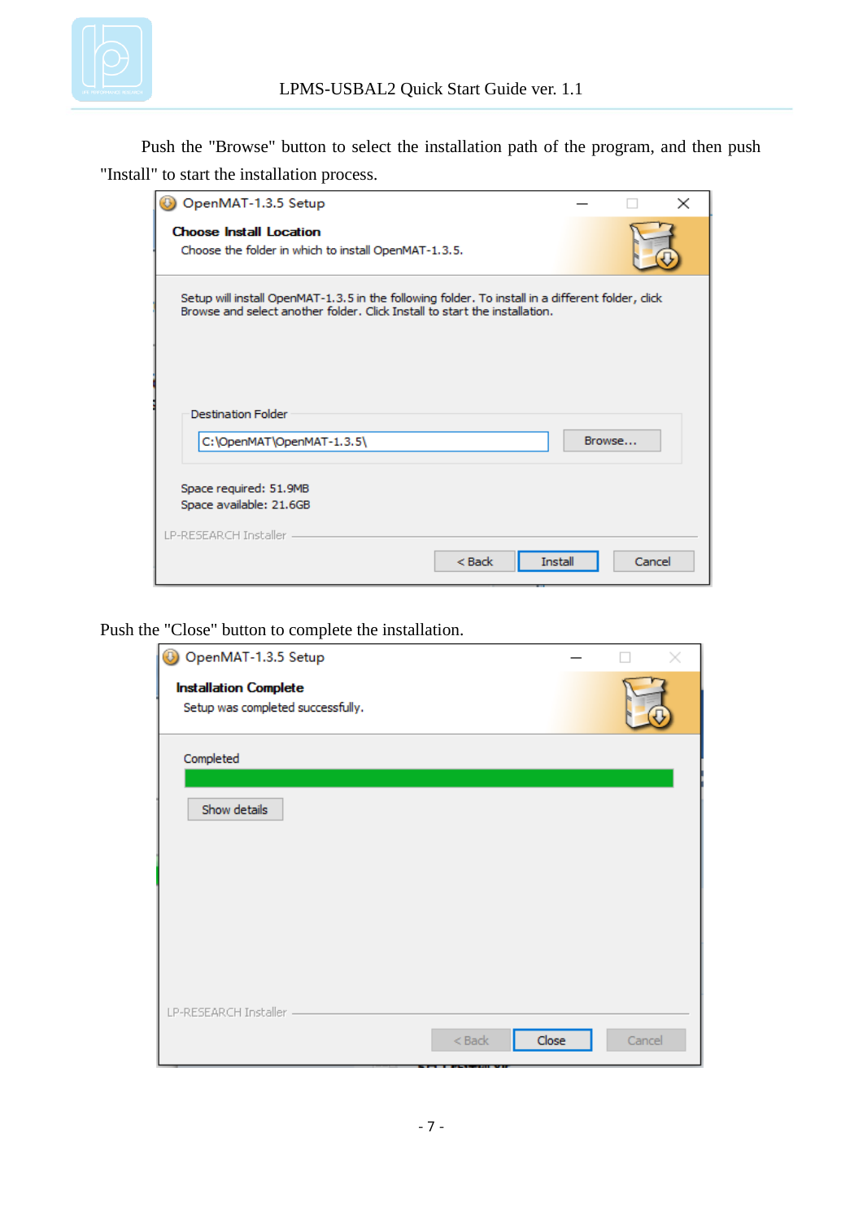Push the "Browse" button to select the installation path of the program, and then push "Install" to start the installation process.

Push the "Close" button to complete the installation.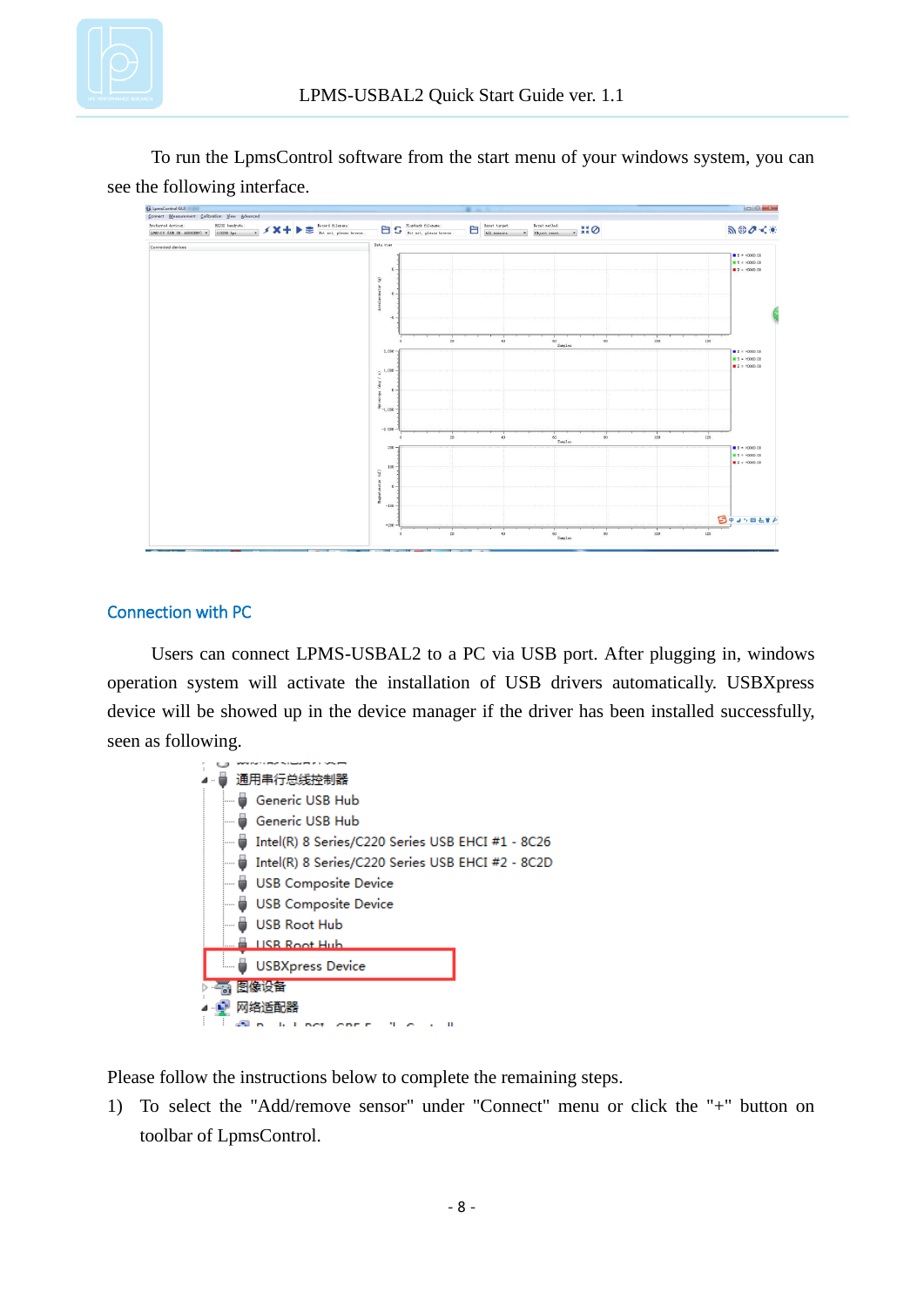To run the LpmsControl software from the start menu of your windows system, you can see the following interface.

## Connection with PC

Users can connect LPMS-USBAL2 to a PC via USB port. After plugging in, windows operation system will activate the installation of USB drivers automatically. USBXpress device will be showed up in the device manager if the driver has been installed successfully, seen as following.

Please follow the instructions below to complete the remaining steps.

1) To select the "Add/remove sensor" under "Connect" menu or click the "+" button on toolbar of LpmsControl.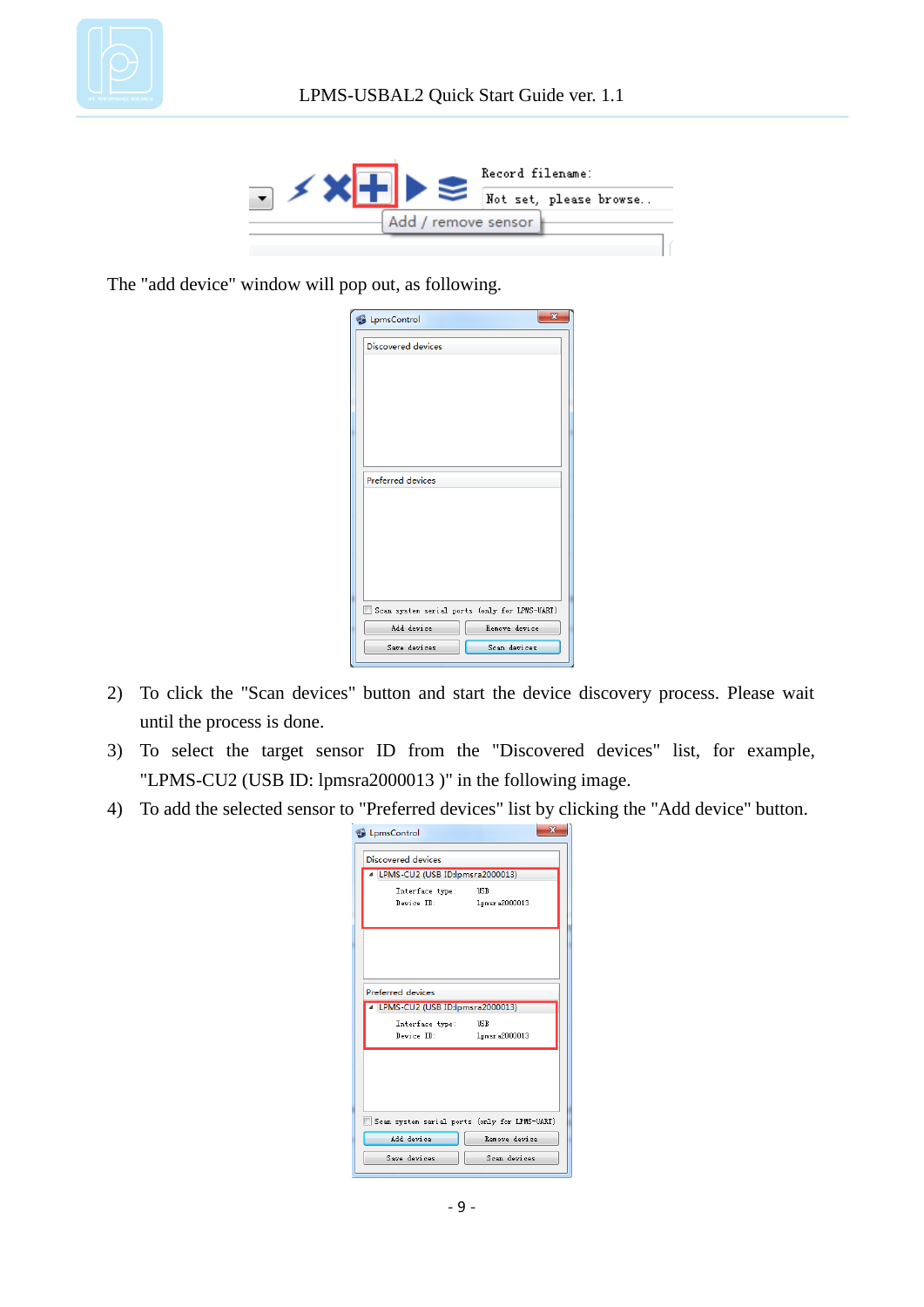The "add device" window will pop out, as following.

2) To click the "Scan devices" button and start the device discovery process. Please wait until the process is done.
3) To select the target sensor ID from the "Discovered devices" list, for example, "LPMS-CU2 (USB ID: lpmsra2000013 )" in the following image.
4) To add the selected sensor to "Preferred devices" list by clicking the "Add device" button.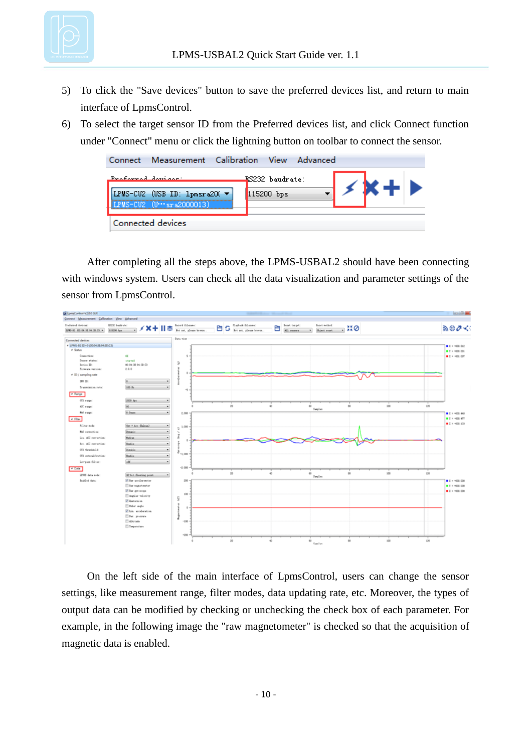5) To click the "Save devices" button to save the preferred devices list, and return to main interface of LpmsControl.
6) To select the target sensor ID from the Preferred devices list, and click Connect function under "Connect" menu or click the lightning button on toolbar to connect the sensor.

After completing all the steps above, the LPMS-USBAL2 should have been connecting with windows system. Users can check all the data visualization and parameter settings of the sensor from LpmsControl.

On the left side of the main interface of LpmsControl, users can change the sensor settings, like measurement range, filter modes, data updating rate, etc. Moreover, the types of output data can be modified by checking or unchecking the check box of each parameter. For example, in the following image the "raw magnetometer" is checked so that the acquisition of magnetic data is enabled.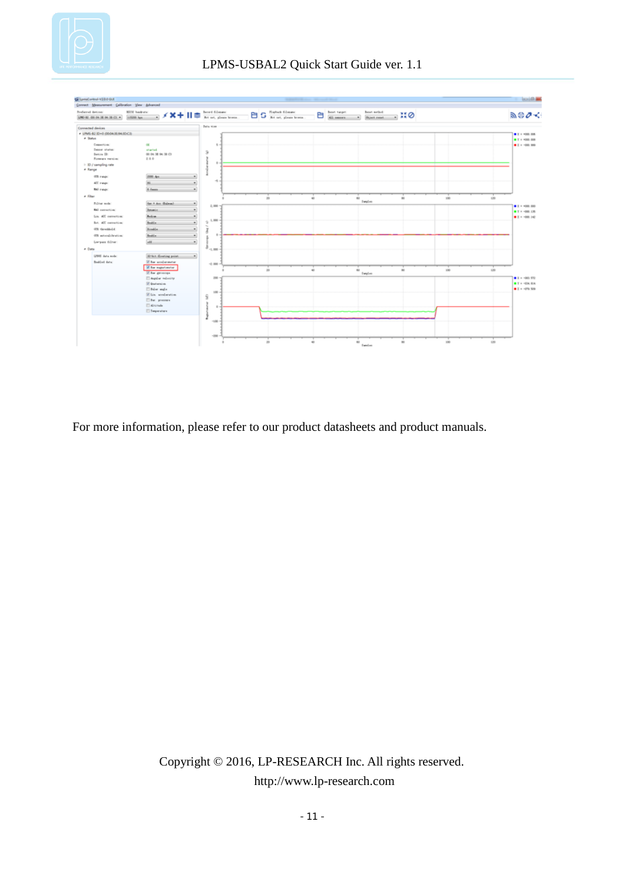For more information, please refer to our product datasheets and product manuals.

Copyright © 2016, LP-RESEARCH Inc. All rights reserved.
http://www.lp-research.com